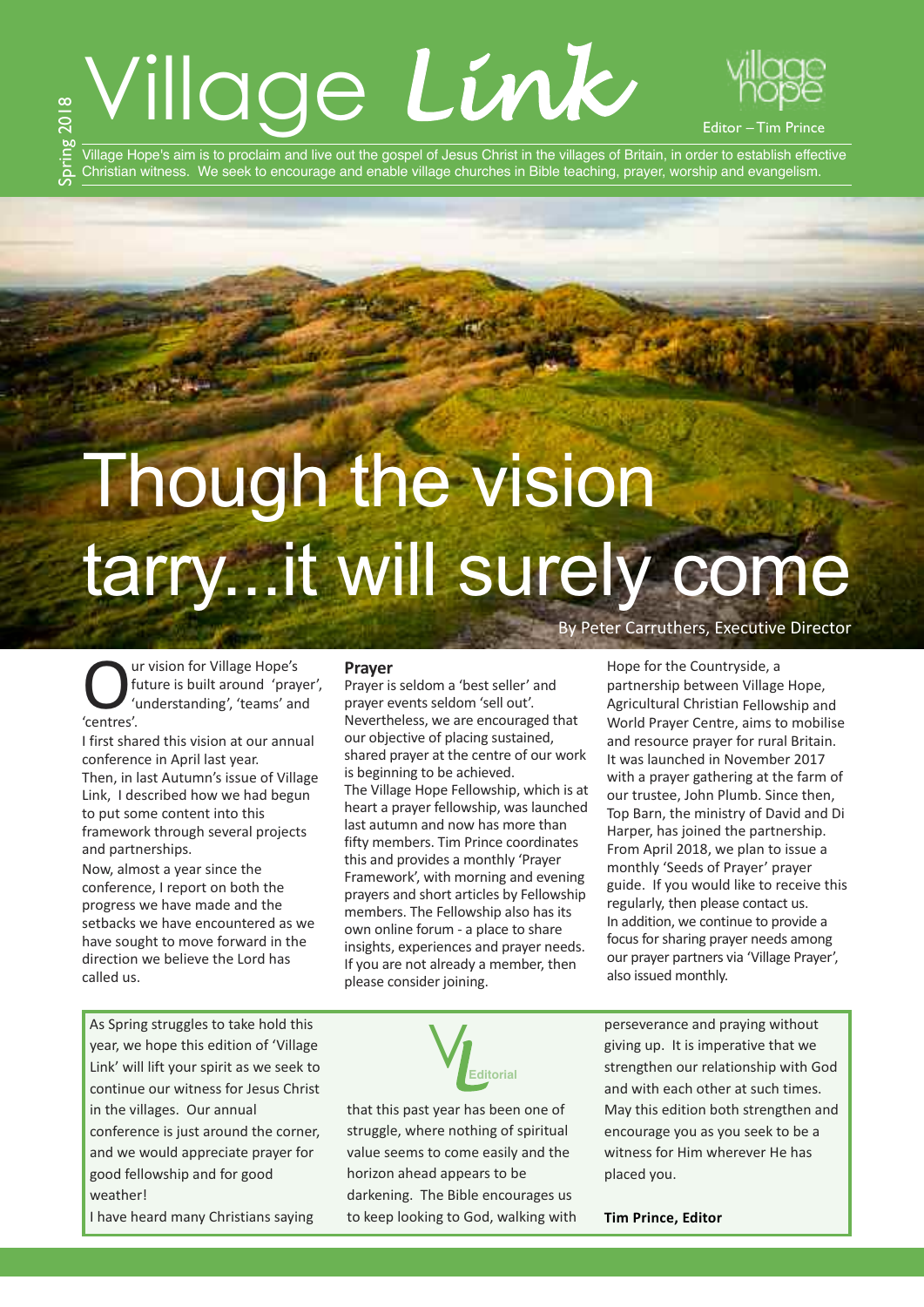# Village Link

Spring 2018

Editor – Tim Prince

Village Hope's aim is to proclaim and live out the gospel of Jesus Christ in the villages of Britain, in order to establish effective Christian witness. We seek to encourage and enable village churches in Bible teaching, prayer, worship and evangelism.

## Though the vision tarry...it will surely come

By Peter Carruthers, Executive Director

Our vision for Village Hope's future is built around 'prayer', 'understanding', 'teams' and 'centres'.

I first shared this vision at our annual conference in April last year.

Then, in last Autumn's issue of Village Link, I described how we had begun to put some content into this framework through several projects and partnerships.

Now, almost a year since the conference, I report on both the progress we have made and the setbacks we have encountered as we have sought to move forward in the direction we believe the Lord has called us.

### Prayer

Prayer is seldom a 'best seller' and prayer events seldom 'sell out'. Nevertheless, we are encouraged that our objective of placing sustained, shared prayer at the centre of our work is beginning to be achieved.

The Village Hope Fellowship, which is at heart a prayer fellowship, was launched last autumn and now has more than fifty members. Tim Prince coordinates this and provides a monthly 'Prayer Framework', with morning and evening prayers and short articles by Fellowship members. The Fellowship also has its own online forum - a place to share insights, experiences and prayer needs. If you are not already a member, then please consider joining.

Hope for the Countryside, a partnership between Village Hope, Agricultural Christian Fellowship and World Prayer Centre, aims to mobilise and resource prayer for rural Britain. It was launched in November 2017 with a prayer gathering at the farm of our trustee, John Plumb. Since then, Top Barn, the ministry of David and Di Harper, has joined the partnership. From April 2018, we plan to issue a monthly 'Seeds of Prayer' prayer guide. If you would like to receive this regularly, then please contact us.

In addition, we continue to provide a focus for sharing prayer needs among our prayer partners via 'Village Prayer', also issued monthly.

---

### Editorial

As Spring struggles to take hold this year, we hope this edition of 'Village Link' will lift your spirit as we seek to continue our witness for Jesus Christ in the villages. Our annual conference is just around the corner, and we would appreciate prayer for good fellowship and for good weather!

I have heard many Christians saying that this past year has been one of struggle, where nothing of spiritual value seems to come easily and the horizon ahead appears to be darkening. The Bible encourages us to keep looking to God, walking with perseverance and praying without giving up. It is imperative that we strengthen our relationship with God and with each other at such times. May this edition both strengthen and encourage you as you seek to be a witness for Him wherever He has placed you.

**Tim Prince, Editor**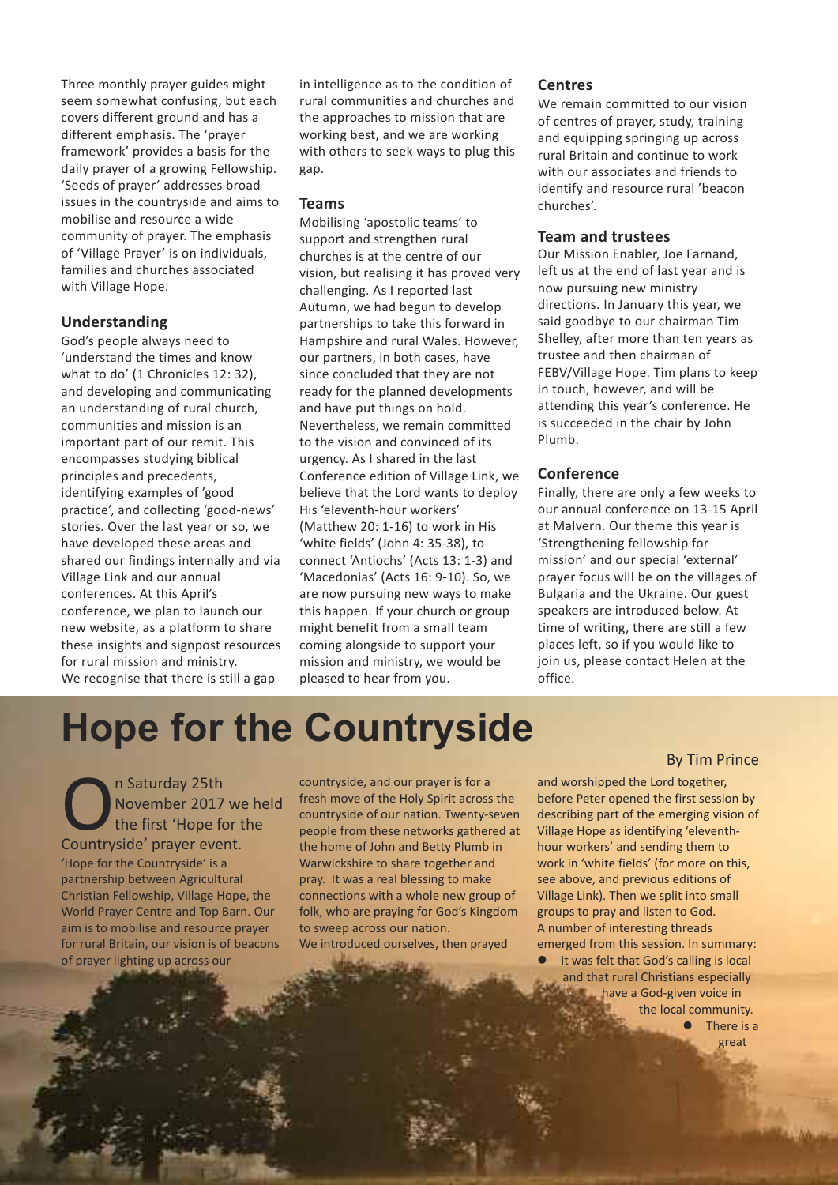Three monthly prayer guides might seem somewhat confusing, but each covers different ground and has a different emphasis. The 'prayer framework' provides a basis for the daily prayer of a growing Fellowship. 'Seeds of prayer' addresses broad issues in the countryside and aims to mobilise and resource a wide community of prayer. The emphasis of 'Village Prayer' is on individuals, families and churches associated with Village Hope.

### Understanding

God's people always need to 'understand the times and know what to do' (1 Chronicles 12: 32), and developing and communicating an understanding of rural church, communities and mission is an important part of our remit. This encompasses studying biblical principles and precedents, identifying examples of 'good practice', and collecting 'good-news' stories. Over the last year or so, we have developed these areas and shared our findings internally and via Village Link and our annual conferences. At this April's conference, we plan to launch our new website, as a platform to share these insights and signpost resources for rural mission and ministry.

We recognise that there is still a gap in intelligence as to the condition of rural communities and churches and the approaches to mission that are working best, and we are working with others to seek ways to plug this gap.

### Teams

Mobilising 'apostolic teams' to support and strengthen rural churches is at the centre of our vision, but realising it has proved very challenging. As I reported last Autumn, we had begun to develop partnerships to take this forward in Hampshire and rural Wales. However, our partners, in both cases, have since concluded that they are not ready for the planned developments and have put things on hold. Nevertheless, we remain committed to the vision and convinced of its urgency. As I shared in the last Conference edition of Village Link, we believe that the Lord wants to deploy His 'eleventh-hour workers' (Matthew 20: 1-16) to work in His 'white fields' (John 4: 35-38), to connect 'Antiochs' (Acts 13: 1-3) and 'Macedonias' (Acts 16: 9-10). So, we are now pursuing new ways to make this happen. If your church or group might benefit from a small team coming alongside to support your mission and ministry, we would be pleased to hear from you.

### Centres

We remain committed to our vision of centres of prayer, study, training and equipping springing up across rural Britain and continue to work with our associates and friends to identify and resource rural 'beacon churches'.

### Team and trustees

Our Mission Enabler, Joe Farnand, left us at the end of last year and is now pursuing new ministry directions. In January this year, we said goodbye to our chairman Tim Shelley, after more than ten years as trustee and then chairman of FEBV/Village Hope. Tim plans to keep in touch, however, and will be attending this year's conference. He is succeeded in the chair by John Plumb.

### Conference

Finally, there are only a few weeks to our annual conference on 13-15 April at Malvern. Our theme this year is 'Strengthening fellowship for mission' and our special 'external' prayer focus will be on the villages of Bulgaria and the Ukraine. Our guest speakers are introduced below. At time of writing, there are still a few places left, so if you would like to join us, please contact Helen at the office.

# Hope for the Countryside

By Tim Prince

On Saturday 25th November 2017 we held the first 'Hope for the Countryside' prayer event.

'Hope for the Countryside' is a partnership between Agricultural Christian Fellowship, Village Hope, the World Prayer Centre and Top Barn. Our aim is to mobilise and resource prayer for rural Britain, our vision is of beacons of prayer lighting up across our countryside, and our prayer is for a fresh move of the Holy Spirit across the countryside of our nation. Twenty-seven people from these networks gathered at the home of John and Betty Plumb in Warwickshire to share together and pray. It was a real blessing to make connections with a whole new group of folk, who are praying for God's Kingdom to sweep across our nation.

We introduced ourselves, then prayed and worshipped the Lord together, before Peter opened the first session by describing part of the emerging vision of Village Hope as identifying 'eleventh-hour workers' and sending them to work in 'white fields' (for more on this, see above, and previous editions of Village Link). Then we split into small groups to pray and listen to God.

A number of interesting threads emerged from this session. In summary:

- It was felt that God's calling is local and that rural Christians especially have a God-given voice in the local community.
- There is a great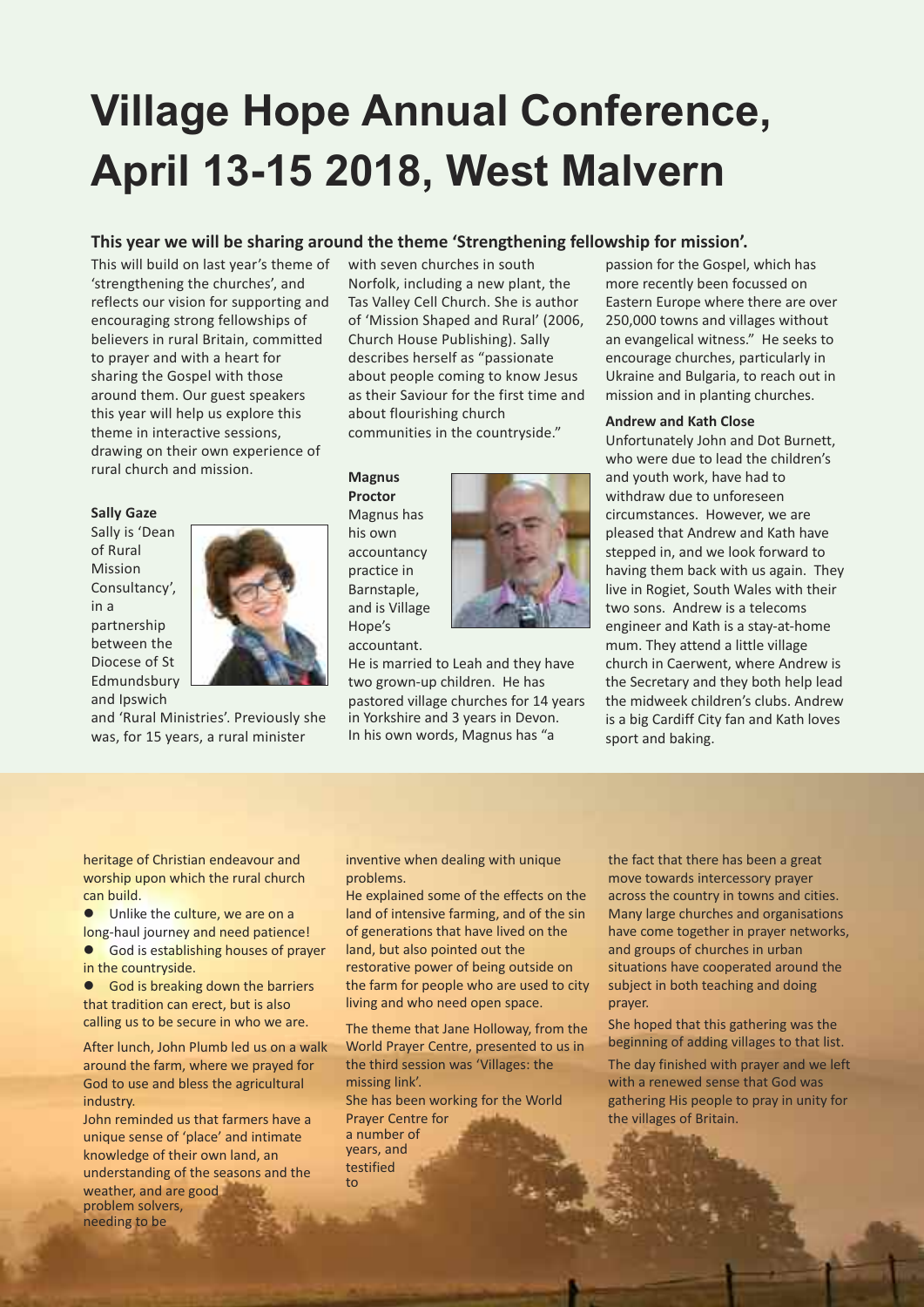# Village Hope Annual Conference, April 13-15 2018, West Malvern

**This year we will be sharing around the theme 'Strengthening fellowship for mission'.**

This will build on last year's theme of 'strengthening the churches', and reflects our vision for supporting and encouraging strong fellowships of believers in rural Britain, committed to prayer and with a heart for sharing the Gospel with those around them. Our guest speakers this year will help us explore this theme in interactive sessions, drawing on their own experience of rural church and mission.

**Sally Gaze**

Sally is 'Dean of Rural Mission Consultancy', in a partnership between the Diocese of St Edmundsbury and Ipswich and 'Rural Ministries'. Previously she was, for 15 years, a rural minister with seven churches in south Norfolk, including a new plant, the Tas Valley Cell Church. She is author of 'Mission Shaped and Rural' (2006, Church House Publishing). Sally describes herself as "passionate about people coming to know Jesus as their Saviour for the first time and about flourishing church communities in the countryside."

**Magnus Proctor**

Magnus has his own accountancy practice in Barnstaple, and is Village Hope's accountant.

He is married to Leah and they have two grown-up children. He has pastored village churches for 14 years in Yorkshire and 3 years in Devon. In his own words, Magnus has "a passion for the Gospel, which has more recently been focussed on Eastern Europe where there are over 250,000 towns and villages without an evangelical witness." He seeks to encourage churches, particularly in Ukraine and Bulgaria, to reach out in mission and in planting churches.

**Andrew and Kath Close**

Unfortunately John and Dot Burnett, who were due to lead the children's and youth work, have had to withdraw due to unforeseen circumstances. However, we are pleased that Andrew and Kath have stepped in, and we look forward to having them back with us again. They live in Rogiet, South Wales with their two sons. Andrew is a telecoms engineer and Kath is a stay-at-home mum. They attend a little village church in Caerwent, where Andrew is the Secretary and they both help lead the midweek children's clubs. Andrew is a big Cardiff City fan and Kath loves sport and baking.

heritage of Christian endeavour and worship upon which the rural church can build.

- Unlike the culture, we are on a long-haul journey and need patience!
- God is establishing houses of prayer in the countryside.
- God is breaking down the barriers that tradition can erect, but is also calling us to be secure in who we are.

After lunch, John Plumb led us on a walk around the farm, where we prayed for God to use and bless the agricultural industry.

John reminded us that farmers have a unique sense of 'place' and intimate knowledge of their own land, an understanding of the seasons and the weather, and are good problem solvers, needing to be inventive when dealing with unique problems.

He explained some of the effects on the land of intensive farming, and of the sin of generations that have lived on the land, but also pointed out the restorative power of being outside on the farm for people who are used to city living and who need open space.

The theme that Jane Holloway, from the World Prayer Centre, presented to us in the third session was 'Villages: the missing link'.

She has been working for the World Prayer Centre for a number of years, and testified to the fact that there has been a great move towards intercessory prayer across the country in towns and cities. Many large churches and organisations have come together in prayer networks, and groups of churches in urban situations have cooperated around the subject in both teaching and doing prayer.

She hoped that this gathering was the beginning of adding villages to that list.

The day finished with prayer and we left with a renewed sense that God was gathering His people to pray in unity for the villages of Britain.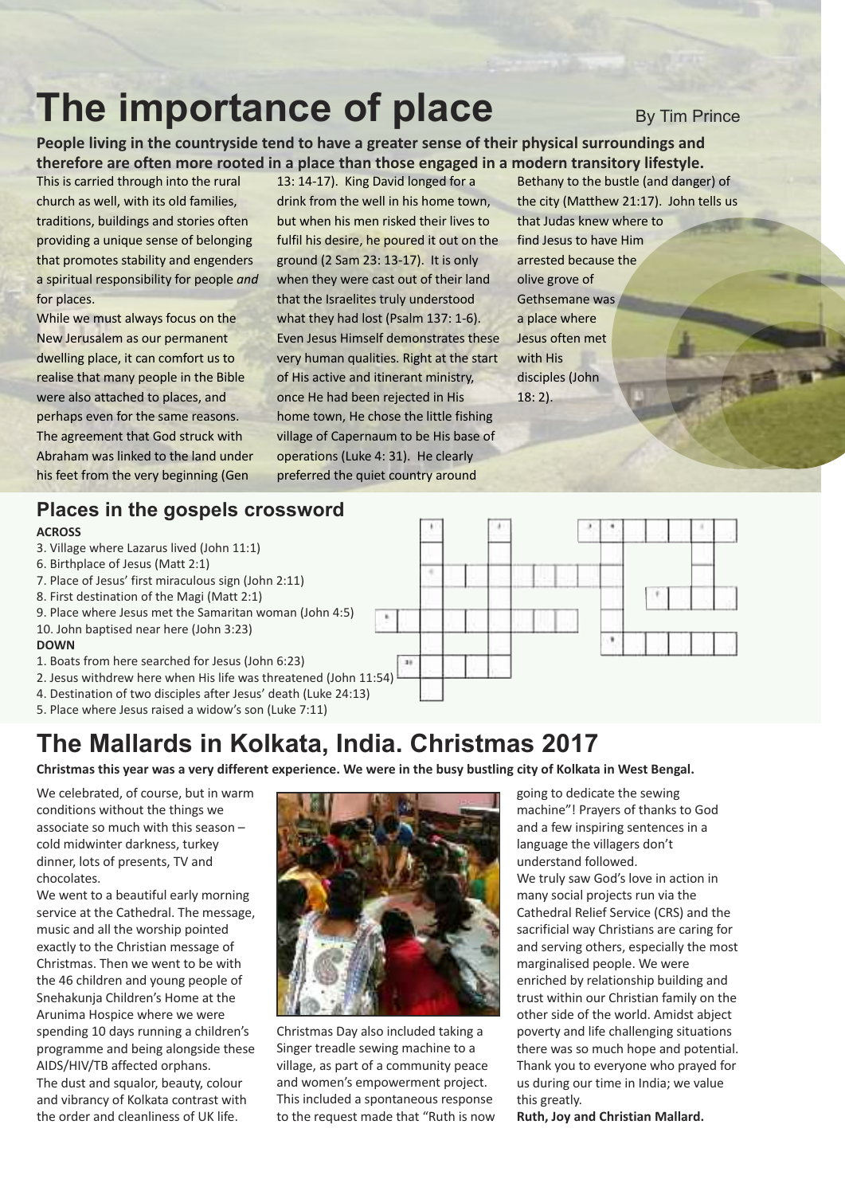# The importance of place

By Tim Prince

**People living in the countryside tend to have a greater sense of their physical surroundings and therefore are often more rooted in a place than those engaged in a modern transitory lifestyle.**

This is carried through into the rural church as well, with its old families, traditions, buildings and stories often providing a unique sense of belonging that promotes stability and engenders a spiritual responsibility for people *and* for places.

While we must always focus on the New Jerusalem as our permanent dwelling place, it can comfort us to realise that many people in the Bible were also attached to places, and perhaps even for the same reasons. The agreement that God struck with Abraham was linked to the land under his feet from the very beginning (Gen 13: 14-17). King David longed for a drink from the well in his home town, but when his men risked their lives to fulfil his desire, he poured it out on the ground (2 Sam 23: 13-17). It is only when they were cast out of their land that the Israelites truly understood what they had lost (Psalm 137: 1-6). Even Jesus Himself demonstrates these very human qualities. Right at the start of His active and itinerant ministry, once He had been rejected in His home town, He chose the little fishing village of Capernaum to be His base of operations (Luke 4: 31). He clearly preferred the quiet country around Bethany to the bustle (and danger) of the city (Matthew 21:17). John tells us that Judas knew where to find Jesus to have Him arrested because the olive grove of Gethsemane was a place where Jesus often met with His disciples (John 18: 2).

## Places in the gospels crossword

**ACROSS**

3. Village where Lazarus lived (John 11:1)
6. Birthplace of Jesus (Matt 2:1)
7. Place of Jesus' first miraculous sign (John 2:11)
8. First destination of the Magi (Matt 2:1)
9. Place where Jesus met the Samaritan woman (John 4:5)
10. John baptised near here (John 3:23)

**DOWN**

1. Boats from here searched for Jesus (John 6:23)
2. Jesus withdrew here when His life was threatened (John 11:54)
4. Destination of two disciples after Jesus' death (Luke 24:13)
5. Place where Jesus raised a widow's son (Luke 7:11)

# The Mallards in Kolkata, India. Christmas 2017

**Christmas this year was a very different experience. We were in the busy bustling city of Kolkata in West Bengal.**

We celebrated, of course, but in warm conditions without the things we associate so much with this season – cold midwinter darkness, turkey dinner, lots of presents, TV and chocolates.

We went to a beautiful early morning service at the Cathedral. The message, music and all the worship pointed exactly to the Christian message of Christmas. Then we went to be with the 46 children and young people of Snehakunja Children's Home at the Arunima Hospice where we were spending 10 days running a children's programme and being alongside these AIDS/HIV/TB affected orphans.

The dust and squalor, beauty, colour and vibrancy of Kolkata contrast with the order and cleanliness of UK life.

Christmas Day also included taking a Singer treadle sewing machine to a village, as part of a community peace and women's empowerment project. This included a spontaneous response to the request made that "Ruth is now going to dedicate the sewing machine"! Prayers of thanks to God and a few inspiring sentences in a language the villagers don't understand followed.

We truly saw God's love in action in many social projects run via the Cathedral Relief Service (CRS) and the sacrificial way Christians are caring for and serving others, especially the most marginalised people. We were enriched by relationship building and trust within our Christian family on the other side of the world. Amidst abject poverty and life challenging situations there was so much hope and potential. Thank you to everyone who prayed for us during our time in India; we value this greatly.

**Ruth, Joy and Christian Mallard.**